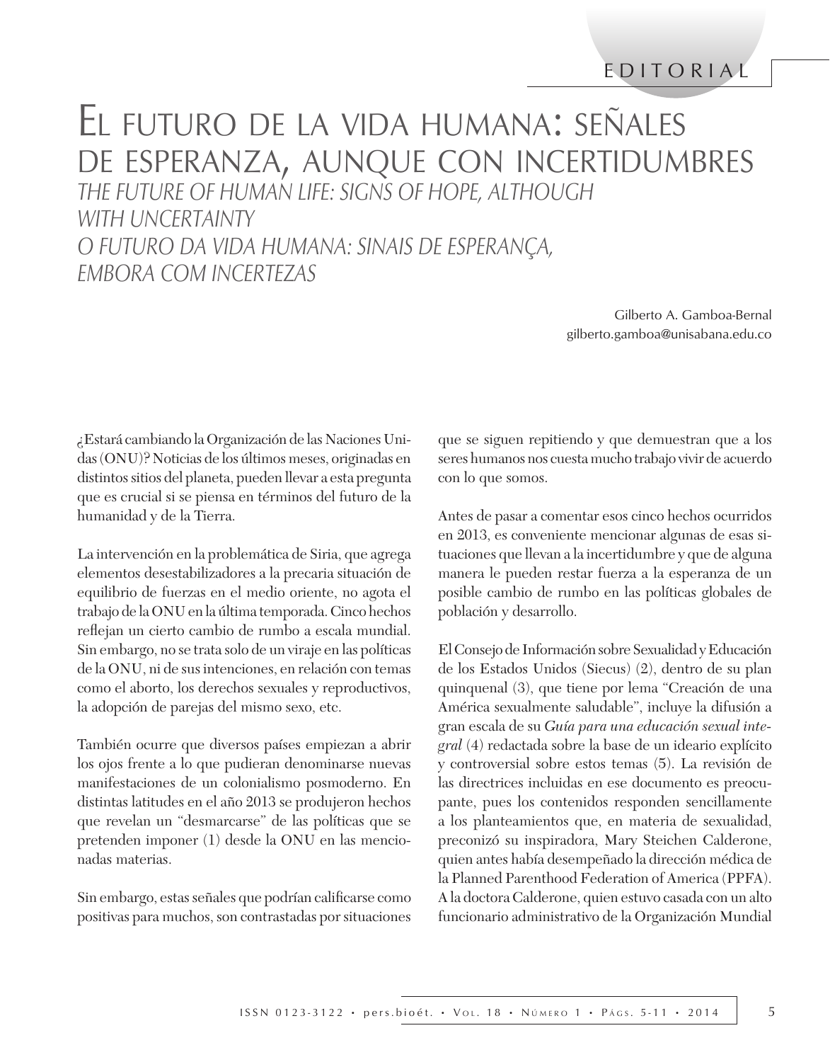EDITORIAL

# El futuro de la vida humana: señales de esperanza, aunque con incertidumbres

*THE FUTURE OF HUMAN LIFE: SIGNS OF HOPE, ALTHOUGH WITH UNCERTAINTY*

*O FUTURO DA VIDA HUMANA: SINAIS DE ESPERANÇA, EMBORA COM INCERTEZAS*

Gilberto A. Gamboa-Bernal
gilberto.gamboa@unisabana.edu.co

¿Estará cambiando la Organización de las Naciones Unidas (ONU)? Noticias de los últimos meses, originadas en distintos sitios del planeta, pueden llevar a esta pregunta que es crucial si se piensa en términos del futuro de la humanidad y de la Tierra.

La intervención en la problemática de Siria, que agrega elementos desestabilizadores a la precaria situación de equilibrio de fuerzas en el medio oriente, no agota el trabajo de la ONU en la última temporada. Cinco hechos reflejan un cierto cambio de rumbo a escala mundial. Sin embargo, no se trata solo de un viraje en las políticas de la ONU, ni de sus intenciones, en relación con temas como el aborto, los derechos sexuales y reproductivos, la adopción de parejas del mismo sexo, etc.

También ocurre que diversos países empiezan a abrir los ojos frente a lo que pudieran denominarse nuevas manifestaciones de un colonialismo posmoderno. En distintas latitudes en el año 2013 se produjeron hechos que revelan un "desmarcarse" de las políticas que se pretenden imponer (1) desde la ONU en las mencionadas materias.

Sin embargo, estas señales que podrían calificarse como positivas para muchos, son contrastadas por situaciones que se siguen repitiendo y que demuestran que a los seres humanos nos cuesta mucho trabajo vivir de acuerdo con lo que somos.

Antes de pasar a comentar esos cinco hechos ocurridos en 2013, es conveniente mencionar algunas de esas situaciones que llevan a la incertidumbre y que de alguna manera le pueden restar fuerza a la esperanza de un posible cambio de rumbo en las políticas globales de población y desarrollo.

El Consejo de Información sobre Sexualidad y Educación de los Estados Unidos (Siecus) (2), dentro de su plan quinquenal (3), que tiene por lema "Creación de una América sexualmente saludable", incluye la difusión a gran escala de su *Guía para una educación sexual integral* (4) redactada sobre la base de un ideario explícito y controversial sobre estos temas (5). La revisión de las directrices incluidas en ese documento es preocupante, pues los contenidos responden sencillamente a los planteamientos que, en materia de sexualidad, preconizó su inspiradora, Mary Steichen Calderone, quien antes había desempeñado la dirección médica de la Planned Parenthood Federation of America (PPFA). A la doctora Calderone, quien estuvo casada con un alto funcionario administrativo de la Organización Mundial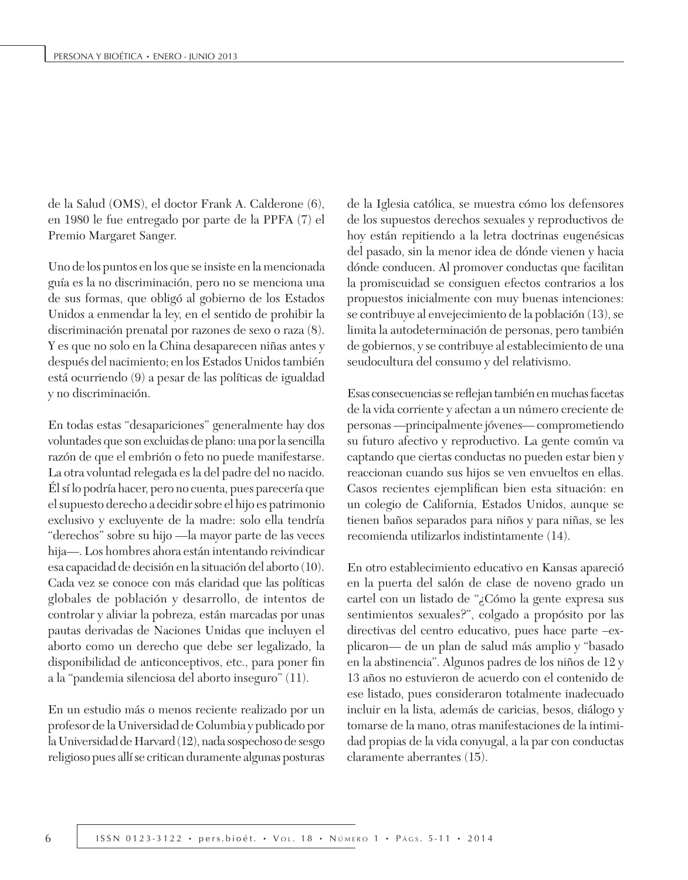de la Salud (OMS), el doctor Frank A. Calderone (6), en 1980 le fue entregado por parte de la PPFA (7) el Premio Margaret Sanger.

Uno de los puntos en los que se insiste en la mencionada guía es la no discriminación, pero no se menciona una de sus formas, que obligó al gobierno de los Estados Unidos a enmendar la ley, en el sentido de prohibir la discriminación prenatal por razones de sexo o raza (8). Y es que no solo en la China desaparecen niñas antes y después del nacimiento; en los Estados Unidos también está ocurriendo (9) a pesar de las políticas de igualdad y no discriminación.

En todas estas "desapariciones" generalmente hay dos voluntades que son excluidas de plano: una por la sencilla razón de que el embrión o feto no puede manifestarse. La otra voluntad relegada es la del padre del no nacido. Él sí lo podría hacer, pero no cuenta, pues parecería que el supuesto derecho a decidir sobre el hijo es patrimonio exclusivo y excluyente de la madre: solo ella tendría "derechos" sobre su hijo —la mayor parte de las veces hija—. Los hombres ahora están intentando reivindicar esa capacidad de decisión en la situación del aborto (10). Cada vez se conoce con más claridad que las políticas globales de población y desarrollo, de intentos de controlar y aliviar la pobreza, están marcadas por unas pautas derivadas de Naciones Unidas que incluyen el aborto como un derecho que debe ser legalizado, la disponibilidad de anticonceptivos, etc., para poner fin a la "pandemia silenciosa del aborto inseguro" (11).

En un estudio más o menos reciente realizado por un profesor de la Universidad de Columbia y publicado por la Universidad de Harvard (12), nada sospechoso de sesgo religioso pues allí se critican duramente algunas posturas de la Iglesia católica, se muestra cómo los defensores de los supuestos derechos sexuales y reproductivos de hoy están repitiendo a la letra doctrinas eugenésicas del pasado, sin la menor idea de dónde vienen y hacia dónde conducen. Al promover conductas que facilitan la promiscuidad se consiguen efectos contrarios a los propuestos inicialmente con muy buenas intenciones: se contribuye al envejecimiento de la población (13), se limita la autodeterminación de personas, pero también de gobiernos, y se contribuye al establecimiento de una seudocultura del consumo y del relativismo.

Esas consecuencias se reflejan también en muchas facetas de la vida corriente y afectan a un número creciente de personas —principalmente jóvenes— comprometiendo su futuro afectivo y reproductivo. La gente común va captando que ciertas conductas no pueden estar bien y reaccionan cuando sus hijos se ven envueltos en ellas. Casos recientes ejemplifican bien esta situación: en un colegio de California, Estados Unidos, aunque se tienen baños separados para niños y para niñas, se les recomienda utilizarlos indistintamente (14).

En otro establecimiento educativo en Kansas apareció en la puerta del salón de clase de noveno grado un cartel con un listado de "¿Cómo la gente expresa sus sentimientos sexuales?", colgado a propósito por las directivas del centro educativo, pues hace parte –explicaron— de un plan de salud más amplio y "basado en la abstinencia". Algunos padres de los niños de 12 y 13 años no estuvieron de acuerdo con el contenido de ese listado, pues consideraron totalmente inadecuado incluir en la lista, además de caricias, besos, diálogo y tomarse de la mano, otras manifestaciones de la intimidad propias de la vida conyugal, a la par con conductas claramente aberrantes (15).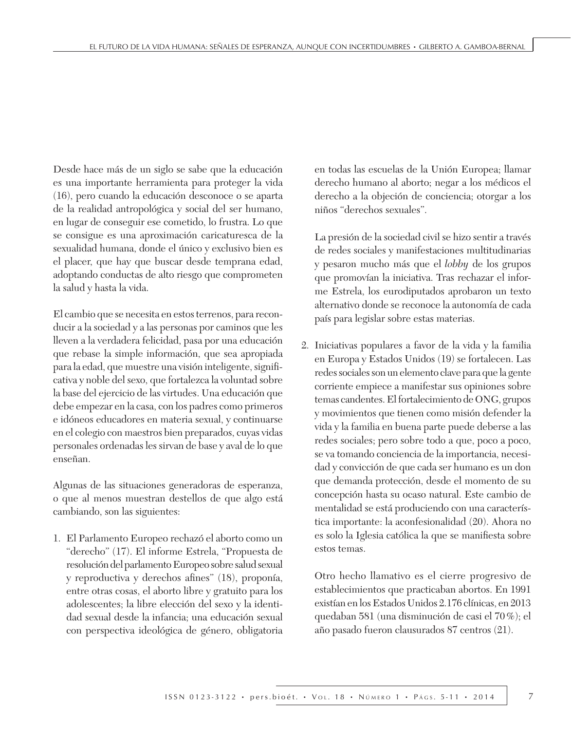Desde hace más de un siglo se sabe que la educación es una importante herramienta para proteger la vida (16), pero cuando la educación desconoce o se aparta de la realidad antropológica y social del ser humano, en lugar de conseguir ese cometido, lo frustra. Lo que se consigue es una aproximación caricaturesca de la sexualidad humana, donde el único y exclusivo bien es el placer, que hay que buscar desde temprana edad, adoptando conductas de alto riesgo que comprometen la salud y hasta la vida.

El cambio que se necesita en estos terrenos, para reconducir a la sociedad y a las personas por caminos que les lleven a la verdadera felicidad, pasa por una educación que rebase la simple información, que sea apropiada para la edad, que muestre una visión inteligente, significativa y noble del sexo, que fortalezca la voluntad sobre la base del ejercicio de las virtudes. Una educación que debe empezar en la casa, con los padres como primeros e idóneos educadores en materia sexual, y continuarse en el colegio con maestros bien preparados, cuyas vidas personales ordenadas les sirvan de base y aval de lo que enseñan.

Algunas de las situaciones generadoras de esperanza, o que al menos muestran destellos de que algo está cambiando, son las siguientes:

1. El Parlamento Europeo rechazó el aborto como un "derecho" (17). El informe Estrela, "Propuesta de resolución del parlamento Europeo sobre salud sexual y reproductiva y derechos afines" (18), proponía, entre otras cosas, el aborto libre y gratuito para los adolescentes; la libre elección del sexo y la identidad sexual desde la infancia; una educación sexual con perspectiva ideológica de género, obligatoria en todas las escuelas de la Unión Europea; llamar derecho humano al aborto; negar a los médicos el derecho a la objeción de conciencia; otorgar a los niños "derechos sexuales".

   La presión de la sociedad civil se hizo sentir a través de redes sociales y manifestaciones multitudinarias y pesaron mucho más que el *lobby* de los grupos que promovían la iniciativa. Tras rechazar el informe Estrela, los eurodiputados aprobaron un texto alternativo donde se reconoce la autonomía de cada país para legislar sobre estas materias.

2. Iniciativas populares a favor de la vida y la familia en Europa y Estados Unidos (19) se fortalecen. Las redes sociales son un elemento clave para que la gente corriente empiece a manifestar sus opiniones sobre temas candentes. El fortalecimiento de ONG, grupos y movimientos que tienen como misión defender la vida y la familia en buena parte puede deberse a las redes sociales; pero sobre todo a que, poco a poco, se va tomando conciencia de la importancia, necesidad y convicción de que cada ser humano es un don que demanda protección, desde el momento de su concepción hasta su ocaso natural. Este cambio de mentalidad se está produciendo con una característica importante: la aconfesionalidad (20). Ahora no es solo la Iglesia católica la que se manifiesta sobre estos temas.

   Otro hecho llamativo es el cierre progresivo de establecimientos que practicaban abortos. En 1991 existían en los Estados Unidos 2.176 clínicas, en 2013 quedaban 581 (una disminución de casi el 70 %); el año pasado fueron clausurados 87 centros (21).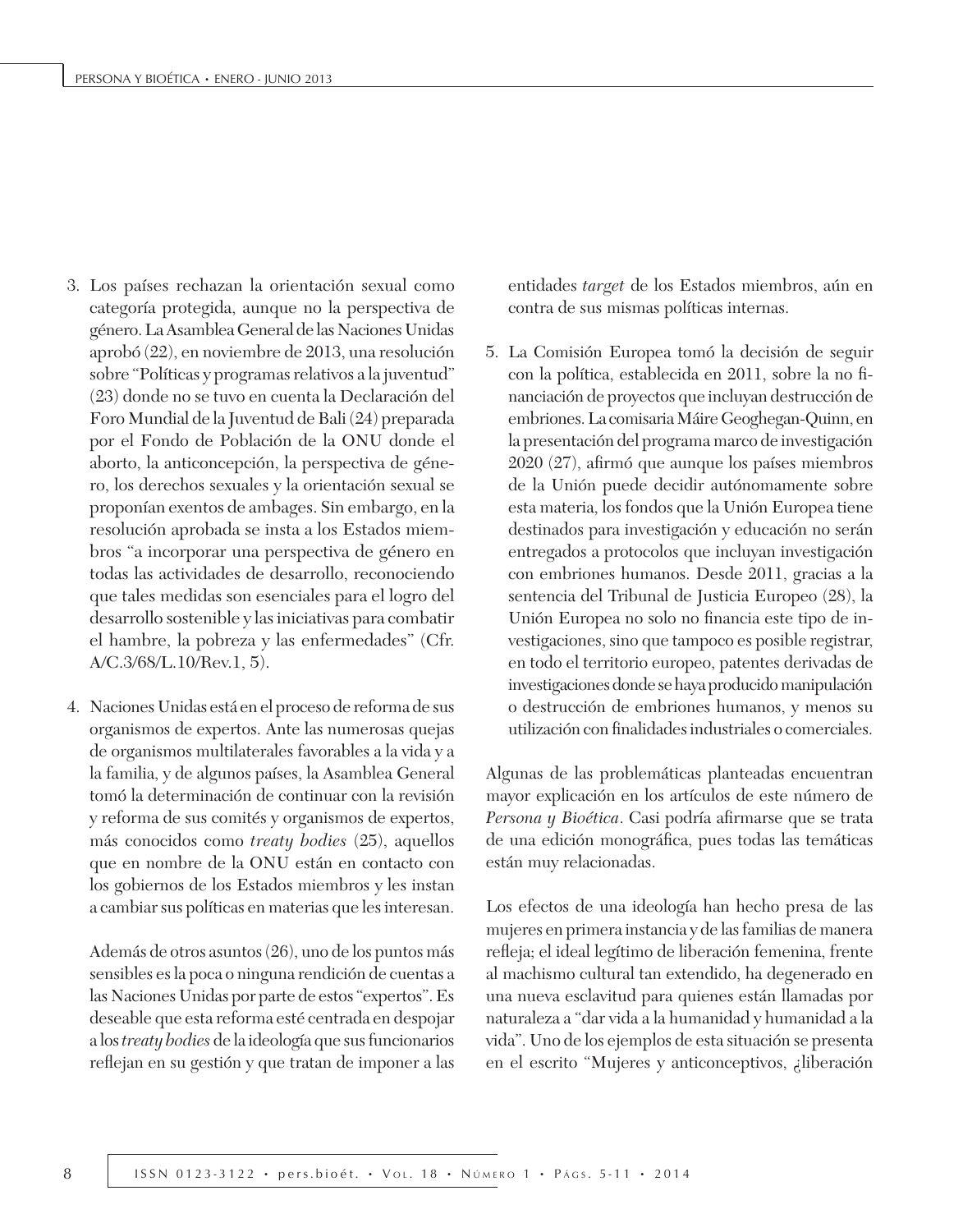3. Los países rechazan la orientación sexual como categoría protegida, aunque no la perspectiva de género. La Asamblea General de las Naciones Unidas aprobó (22), en noviembre de 2013, una resolución sobre "Políticas y programas relativos a la juventud" (23) donde no se tuvo en cuenta la Declaración del Foro Mundial de la Juventud de Bali (24) preparada por el Fondo de Población de la ONU donde el aborto, la anticoncepción, la perspectiva de género, los derechos sexuales y la orientación sexual se proponían exentos de ambages. Sin embargo, en la resolución aprobada se insta a los Estados miembros "a incorporar una perspectiva de género en todas las actividades de desarrollo, reconociendo que tales medidas son esenciales para el logro del desarrollo sostenible y las iniciativas para combatir el hambre, la pobreza y las enfermedades" (Cfr. A/C.3/68/L.10/Rev.1, 5).

4. Naciones Unidas está en el proceso de reforma de sus organismos de expertos. Ante las numerosas quejas de organismos multilaterales favorables a la vida y a la familia, y de algunos países, la Asamblea General tomó la determinación de continuar con la revisión y reforma de sus comités y organismos de expertos, más conocidos como *treaty bodies* (25), aquellos que en nombre de la ONU están en contacto con los gobiernos de los Estados miembros y les instan a cambiar sus políticas en materias que les interesan.

   Además de otros asuntos (26), uno de los puntos más sensibles es la poca o ninguna rendición de cuentas a las Naciones Unidas por parte de estos "expertos". Es deseable que esta reforma esté centrada en despojar a los *treaty bodies* de la ideología que sus funcionarios reflejan en su gestión y que tratan de imponer a las entidades *target* de los Estados miembros, aún en contra de sus mismas políticas internas.

5. La Comisión Europea tomó la decisión de seguir con la política, establecida en 2011, sobre la no financiación de proyectos que incluyan destrucción de embriones. La comisaria Máire Geoghegan-Quinn, en la presentación del programa marco de investigación 2020 (27), afirmó que aunque los países miembros de la Unión puede decidir autónomamente sobre esta materia, los fondos que la Unión Europea tiene destinados para investigación y educación no serán entregados a protocolos que incluyan investigación con embriones humanos. Desde 2011, gracias a la sentencia del Tribunal de Justicia Europeo (28), la Unión Europea no solo no financia este tipo de investigaciones, sino que tampoco es posible registrar, en todo el territorio europeo, patentes derivadas de investigaciones donde se haya producido manipulación o destrucción de embriones humanos, y menos su utilización con finalidades industriales o comerciales.

Algunas de las problemáticas planteadas encuentran mayor explicación en los artículos de este número de *Persona y Bioética*. Casi podría afirmarse que se trata de una edición monográfica, pues todas las temáticas están muy relacionadas.

Los efectos de una ideología han hecho presa de las mujeres en primera instancia y de las familias de manera refleja; el ideal legítimo de liberación femenina, frente al machismo cultural tan extendido, ha degenerado en una nueva esclavitud para quienes están llamadas por naturaleza a "dar vida a la humanidad y humanidad a la vida". Uno de los ejemplos de esta situación se presenta en el escrito "Mujeres y anticonceptivos, ¿liberación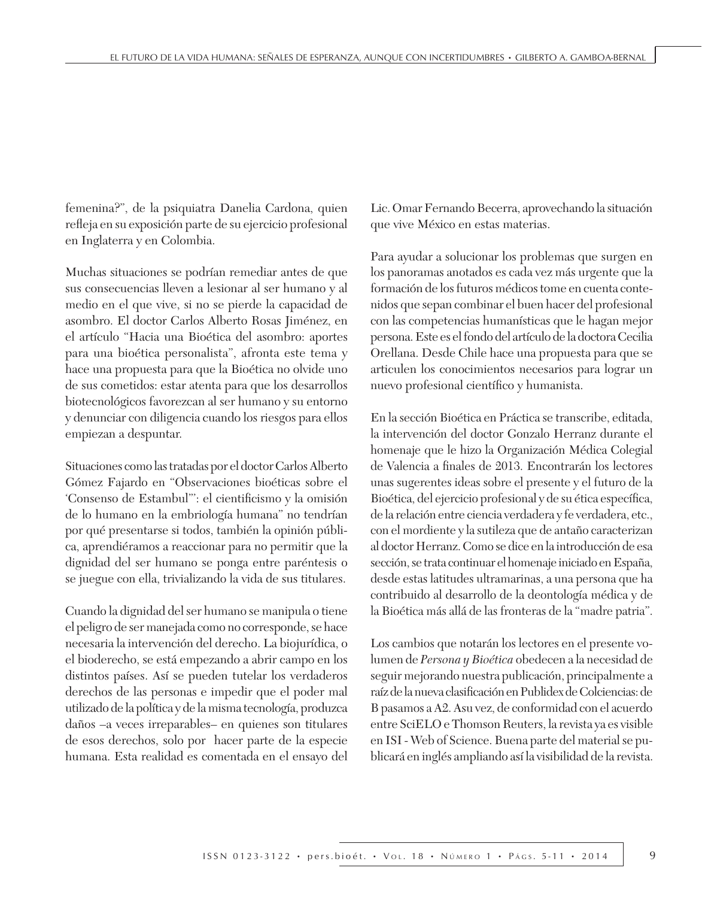femenina?", de la psiquiatra Danelia Cardona, quien refleja en su exposición parte de su ejercicio profesional en Inglaterra y en Colombia.

Muchas situaciones se podrían remediar antes de que sus consecuencias lleven a lesionar al ser humano y al medio en el que vive, si no se pierde la capacidad de asombro. El doctor Carlos Alberto Rosas Jiménez, en el artículo "Hacia una Bioética del asombro: aportes para una bioética personalista", afronta este tema y hace una propuesta para que la Bioética no olvide uno de sus cometidos: estar atenta para que los desarrollos biotecnológicos favorezcan al ser humano y su entorno y denunciar con diligencia cuando los riesgos para ellos empiezan a despuntar.

Situaciones como las tratadas por el doctor Carlos Alberto Gómez Fajardo en "Observaciones bioéticas sobre el 'Consenso de Estambul'": el cientificismo y la omisión de lo humano en la embriología humana" no tendrían por qué presentarse si todos, también la opinión pública, aprendiéramos a reaccionar para no permitir que la dignidad del ser humano se ponga entre paréntesis o se juegue con ella, trivializando la vida de sus titulares.

Cuando la dignidad del ser humano se manipula o tiene el peligro de ser manejada como no corresponde, se hace necesaria la intervención del derecho. La biojurídica, o el bioderecho, se está empezando a abrir campo en los distintos países. Así se pueden tutelar los verdaderos derechos de las personas e impedir que el poder mal utilizado de la política y de la misma tecnología, produzca daños –a veces irreparables– en quienes son titulares de esos derechos, solo por hacer parte de la especie humana. Esta realidad es comentada en el ensayo del Lic. Omar Fernando Becerra, aprovechando la situación que vive México en estas materias.

Para ayudar a solucionar los problemas que surgen en los panoramas anotados es cada vez más urgente que la formación de los futuros médicos tome en cuenta contenidos que sepan combinar el buen hacer del profesional con las competencias humanísticas que le hagan mejor persona. Este es el fondo del artículo de la doctora Cecilia Orellana. Desde Chile hace una propuesta para que se articulen los conocimientos necesarios para lograr un nuevo profesional científico y humanista.

En la sección Bioética en Práctica se transcribe, editada, la intervención del doctor Gonzalo Herranz durante el homenaje que le hizo la Organización Médica Colegial de Valencia a finales de 2013. Encontrarán los lectores unas sugerentes ideas sobre el presente y el futuro de la Bioética, del ejercicio profesional y de su ética específica, de la relación entre ciencia verdadera y fe verdadera, etc., con el mordiente y la sutileza que de antaño caracterizan al doctor Herranz. Como se dice en la introducción de esa sección, se trata continuar el homenaje iniciado en España, desde estas latitudes ultramarinas, a una persona que ha contribuido al desarrollo de la deontología médica y de la Bioética más allá de las fronteras de la "madre patria".

Los cambios que notarán los lectores en el presente volumen de *Persona y Bioética* obedecen a la necesidad de seguir mejorando nuestra publicación, principalmente a raíz de la nueva clasificación en Publidex de Colciencias: de B pasamos a A2. Asu vez, de conformidad con el acuerdo entre SciELO e Thomson Reuters, la revista ya es visible en ISI - Web of Science. Buena parte del material se publicará en inglés ampliando así la visibilidad de la revista.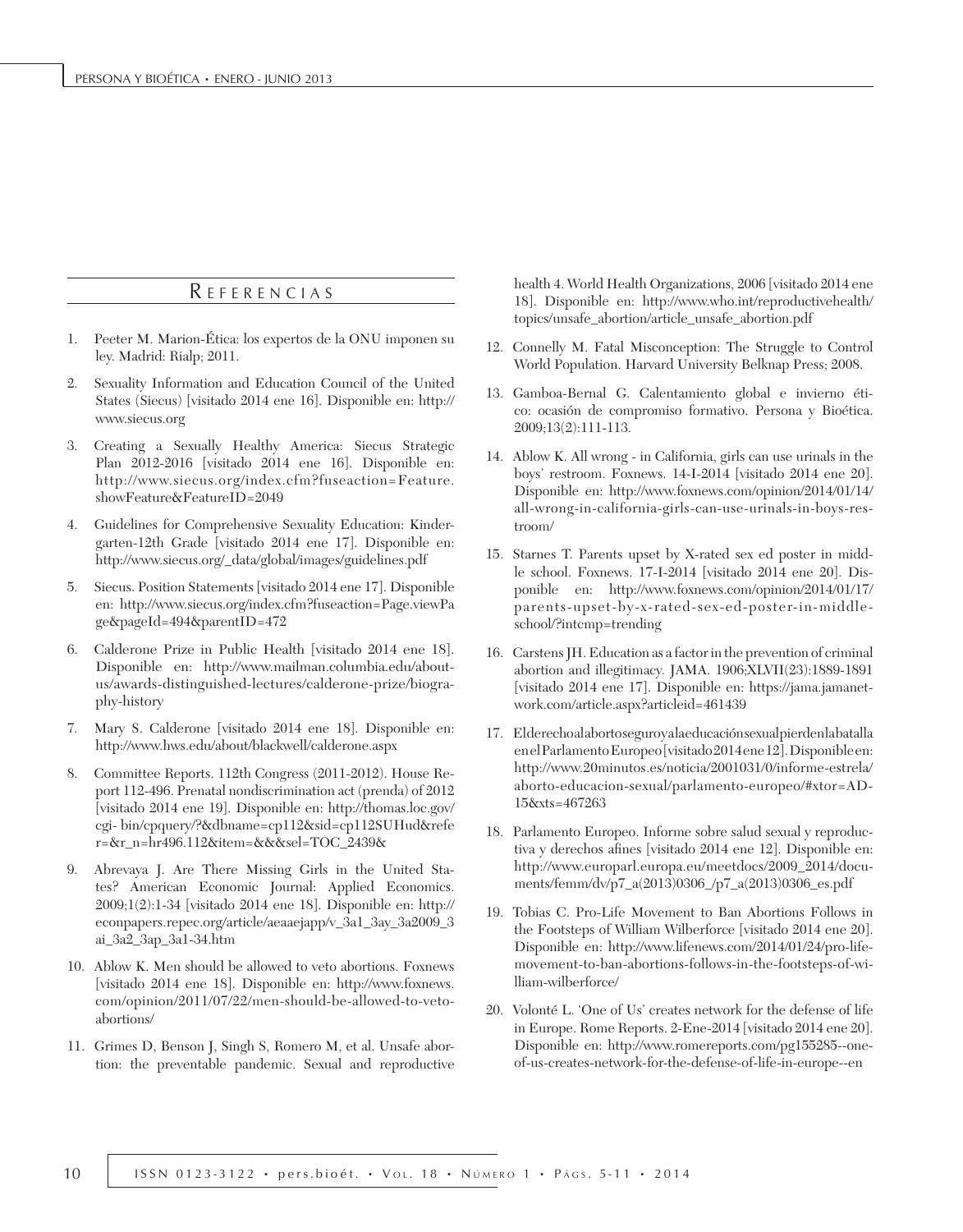## Referencias

1. Peeter M. Marion-Ética: los expertos de la ONU imponen su ley. Madrid: Rialp; 2011.
2. Sexuality Information and Education Council of the United States (Siecus) [visitado 2014 ene 16]. Disponible en: http://www.siecus.org
3. Creating a Sexually Healthy America: Siecus Strategic Plan 2012-2016 [visitado 2014 ene 16]. Disponible en: http://www.siecus.org/index.cfm?fuseaction=Feature.showFeature&FeatureID=2049
4. Guidelines for Comprehensive Sexuality Education: Kindergarten-12th Grade [visitado 2014 ene 17]. Disponible en: http://www.siecus.org/_data/global/images/guidelines.pdf
5. Siecus. Position Statements [visitado 2014 ene 17]. Disponible en: http://www.siecus.org/index.cfm?fuseaction=Page.viewPage&pageId=494&parentID=472
6. Calderone Prize in Public Health [visitado 2014 ene 18]. Disponible en: http://www.mailman.columbia.edu/about-us/awards-distinguished-lectures/calderone-prize/biography-history
7. Mary S. Calderone [visitado 2014 ene 18]. Disponible en: http://www.hws.edu/about/blackwell/calderone.aspx
8. Committee Reports. 112th Congress (2011-2012). House Report 112-496. Prenatal nondiscrimination act (prenda) of 2012 [visitado 2014 ene 19]. Disponible en: http://thomas.loc.gov/cgi- bin/cpquery/?&dbname=cp112&sid=cp112SUHud&refer=&r_n=hr496.112&item=&&&sel=TOC_2439&
9. Abrevaya J. Are There Missing Girls in the United States? American Economic Journal: Applied Economics. 2009;1(2):1-34 [visitado 2014 ene 18]. Disponible en: http://econpapers.repec.org/article/aeaaejapp/v_3a1_3ay_3a2009_3ai_3a2_3ap_3a1-34.htm
10. Ablow K. Men should be allowed to veto abortions. Foxnews [visitado 2014 ene 18]. Disponible en: http://www.foxnews.com/opinion/2011/07/22/men-should-be-allowed-to-veto-abortions/
11. Grimes D, Benson J, Singh S, Romero M, et al. Unsafe abortion: the preventable pandemic. Sexual and reproductive health 4. World Health Organizations, 2006 [visitado 2014 ene 18]. Disponible en: http://www.who.int/reproductivehealth/topics/unsafe_abortion/article_unsafe_abortion.pdf
12. Connelly M. Fatal Misconception: The Struggle to Control World Population. Harvard University Belknap Press; 2008.
13. Gamboa-Bernal G. Calentamiento global e invierno ético: ocasión de compromiso formativo. Persona y Bioética. 2009;13(2):111-113.
14. Ablow K. All wrong - in California, girls can use urinals in the boys' restroom. Foxnews. 14-I-2014 [visitado 2014 ene 20]. Disponible en: http://www.foxnews.com/opinion/2014/01/14/all-wrong-in-california-girls-can-use-urinals-in-boys-restroom/
15. Starnes T. Parents upset by X-rated sex ed poster in middle school. Foxnews. 17-I-2014 [visitado 2014 ene 20]. Disponible en: http://www.foxnews.com/opinion/2014/01/17/parents-upset-by-x-rated-sex-ed-poster-in-middle-school/?intcmp=trending
16. Carstens JH. Education as a factor in the prevention of criminal abortion and illegitimacy. JAMA. 1906;XLVII(23):1889-1891 [visitado 2014 ene 17]. Disponible en: https://jama.jamanetwork.com/article.aspx?articleid=461439
17. El derecho al aborto seguro y a la educación sexual pierden la batalla en el Parlamento Europeo [visitado 2014 ene 12]. Disponible en: http://www.20minutos.es/noticia/2001031/0/informe-estrela/aborto-educacion-sexual/parlamento-europeo/#xtor=AD-15&xts=467263
18. Parlamento Europeo. Informe sobre salud sexual y reproductiva y derechos afines [visitado 2014 ene 12]. Disponible en: http://www.europarl.europa.eu/meetdocs/2009_2014/documents/femm/dv/p7_a(2013)0306_/p7_a(2013)0306_es.pdf
19. Tobias C. Pro-Life Movement to Ban Abortions Follows in the Footsteps of William Wilberforce [visitado 2014 ene 20]. Disponible en: http://www.lifenews.com/2014/01/24/pro-life-movement-to-ban-abortions-follows-in-the-footsteps-of-william-wilberforce/
20. Volonté L. 'One of Us' creates network for the defense of life in Europe. Rome Reports. 2-Ene-2014 [visitado 2014 ene 20]. Disponible en: http://www.romereports.com/pg155285--one-of-us-creates-network-for-the-defense-of-life-in-europe--en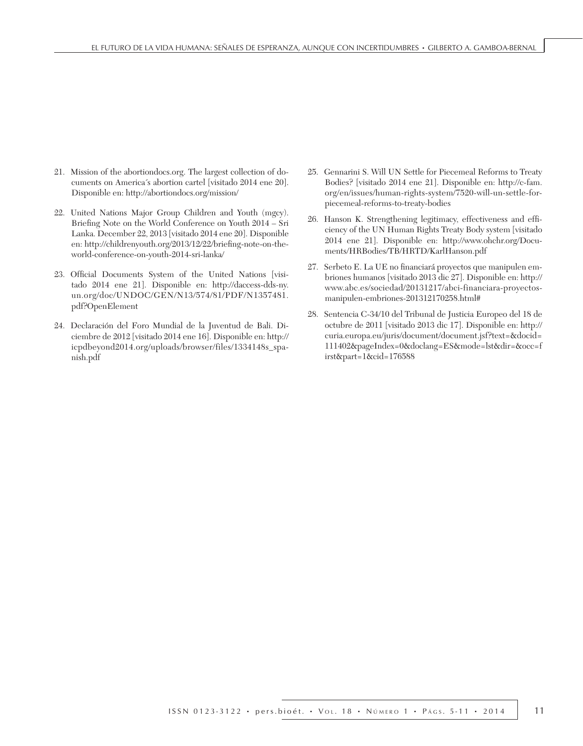21. Mission of the abortiondocs.org. The largest collection of documents on America´s abortion cartel [visitado 2014 ene 20]. Disponible en: http://abortiondocs.org/mission/

22. United Nations Major Group Children and Youth (mgcy). Briefing Note on the World Conference on Youth 2014 – Sri Lanka. December 22, 2013 [visitado 2014 ene 20]. Disponible en: http://childrenyouth.org/2013/12/22/briefing-note-on-the-world-conference-on-youth-2014-sri-lanka/

23. Official Documents System of the United Nations [visitado 2014 ene 21]. Disponible en: http://daccess-dds-ny.un.org/doc/UNDOC/GEN/N13/574/81/PDF/N1357481.pdf?OpenElement

24. Declaración del Foro Mundial de la Juventud de Bali. Diciembre de 2012 [visitado 2014 ene 16]. Disponible en: http://icpdbeyond2014.org/uploads/browser/files/1334148s_spanish.pdf

25. Gennarini S. Will UN Settle for Piecemeal Reforms to Treaty Bodies? [visitado 2014 ene 21]. Disponible en: http://c-fam.org/en/issues/human-rights-system/7520-will-un-settle-for-piecemeal-reforms-to-treaty-bodies

26. Hanson K. Strengthening legitimacy, effectiveness and efficiency of the UN Human Rights Treaty Body system [visitado 2014 ene 21]. Disponible en: http://www.ohchr.org/Documents/HRBodies/TB/HRTD/KarlHanson.pdf

27. Serbeto E. La UE no financiará proyectos que manipulen embriones humanos [visitado 2013 dic 27]. Disponible en: http://www.abc.es/sociedad/20131217/abci-financiara-proyectos-manipulen-embriones-201312170258.html#

28. Sentencia C-34/10 del Tribunal de Justicia Europeo del 18 de octubre de 2011 [visitado 2013 dic 17]. Disponible en: http://curia.europa.eu/juris/document/document.jsf?text=&docid=111402&pageIndex=0&doclang=ES&mode=lst&dir=&occ=first&part=1&cid=176588